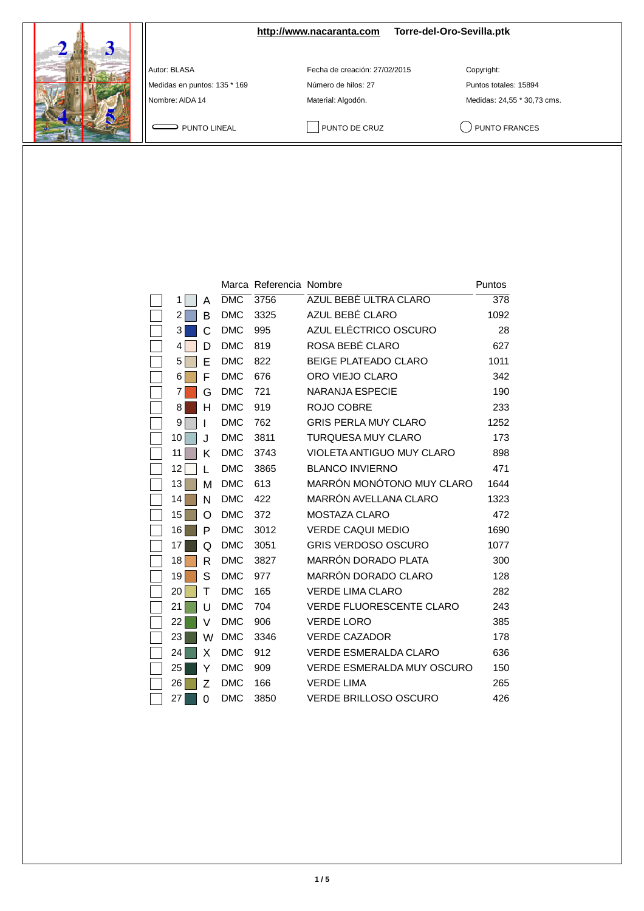**http://www.nacaranta.com** **Torre-del-Oro-Sevilla.ptk**

Autor: BLASA

Medidas en puntos: 135 * 169

Nombre: AIDA 14

Fecha de creación: 27/02/2015

Número de hilos: 27

Material: Algodón.

Copyright:

Puntos totales: 15894

Medidas: 24,55 * 30,73 cms.

PUNTO LINEAL — PUNTO DE CRUZ — PUNTO FRANCES

| | | | Marca | Referencia | Nombre | Puntos |
|---|---|---|---|---|---|---|
| ☐ | 1 | A | DMC | 3756 | AZUL BEBÉ ULTRA CLARO | 378 |
| ☐ | 2 | B | DMC | 3325 | AZUL BEBÉ CLARO | 1092 |
| ☐ | 3 | C | DMC | 995 | AZUL ELÉCTRICO OSCURO | 28 |
| ☐ | 4 | D | DMC | 819 | ROSA BEBÉ CLARO | 627 |
| ☐ | 5 | E | DMC | 822 | BEIGE PLATEADO CLARO | 1011 |
| ☐ | 6 | F | DMC | 676 | ORO VIEJO CLARO | 342 |
| ☐ | 7 | G | DMC | 721 | NARANJA ESPECIE | 190 |
| ☐ | 8 | H | DMC | 919 | ROJO COBRE | 233 |
| ☐ | 9 | I | DMC | 762 | GRIS PERLA MUY CLARO | 1252 |
| ☐ | 10 | J | DMC | 3811 | TURQUESA MUY CLARO | 173 |
| ☐ | 11 | K | DMC | 3743 | VIOLETA ANTIGUO MUY CLARO | 898 |
| ☐ | 12 | L | DMC | 3865 | BLANCO INVIERNO | 471 |
| ☐ | 13 | M | DMC | 613 | MARRÓN MONÓTONO MUY CLARO | 1644 |
| ☐ | 14 | N | DMC | 422 | MARRÓN AVELLANA CLARO | 1323 |
| ☐ | 15 | O | DMC | 372 | MOSTAZA CLARO | 472 |
| ☐ | 16 | P | DMC | 3012 | VERDE CAQUI MEDIO | 1690 |
| ☐ | 17 | Q | DMC | 3051 | GRIS VERDOSO OSCURO | 1077 |
| ☐ | 18 | R | DMC | 3827 | MARRÓN DORADO PLATA | 300 |
| ☐ | 19 | S | DMC | 977 | MARRÓN DORADO CLARO | 128 |
| ☐ | 20 | T | DMC | 165 | VERDE LIMA CLARO | 282 |
| ☐ | 21 | U | DMC | 704 | VERDE FLUORESCENTE CLARO | 243 |
| ☐ | 22 | V | DMC | 906 | VERDE LORO | 385 |
| ☐ | 23 | W | DMC | 3346 | VERDE CAZADOR | 178 |
| ☐ | 24 | X | DMC | 912 | VERDE ESMERALDA CLARO | 636 |
| ☐ | 25 | Y | DMC | 909 | VERDE ESMERALDA MUY OSCURO | 150 |
| ☐ | 26 | Z | DMC | 166 | VERDE LIMA | 265 |
| ☐ | 27 | 0 | DMC | 3850 | VERDE BRILLOSO OSCURO | 426 |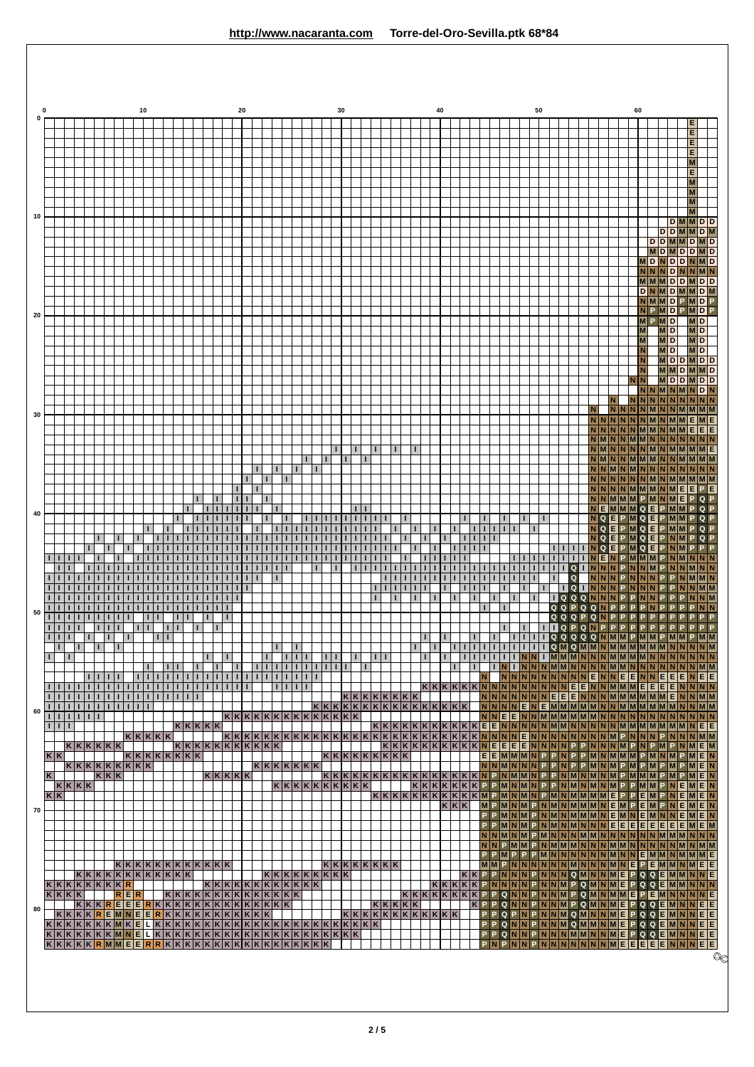http://www.nacaranta.com Torre-del-Oro-Sevilla.ptk 68*84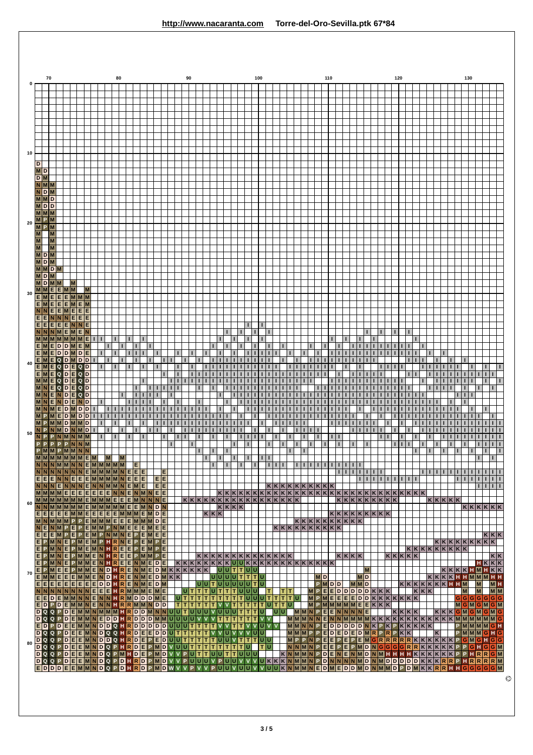http://www.nacaranta.com Torre-del-Oro-Sevilla.ptk 67*84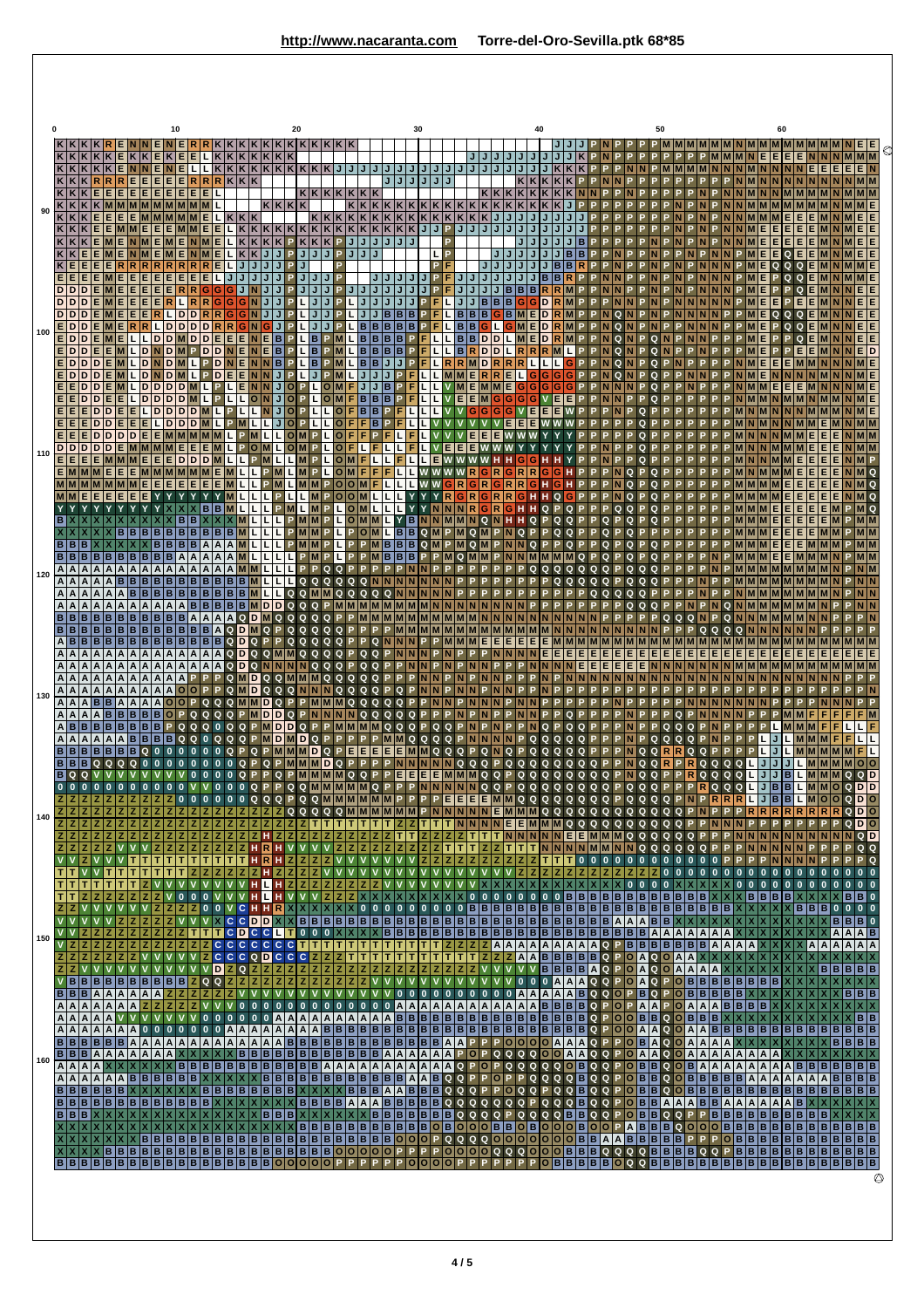http://www.nacaranta.com Torre-del-Oro-Sevilla.ptk 68*85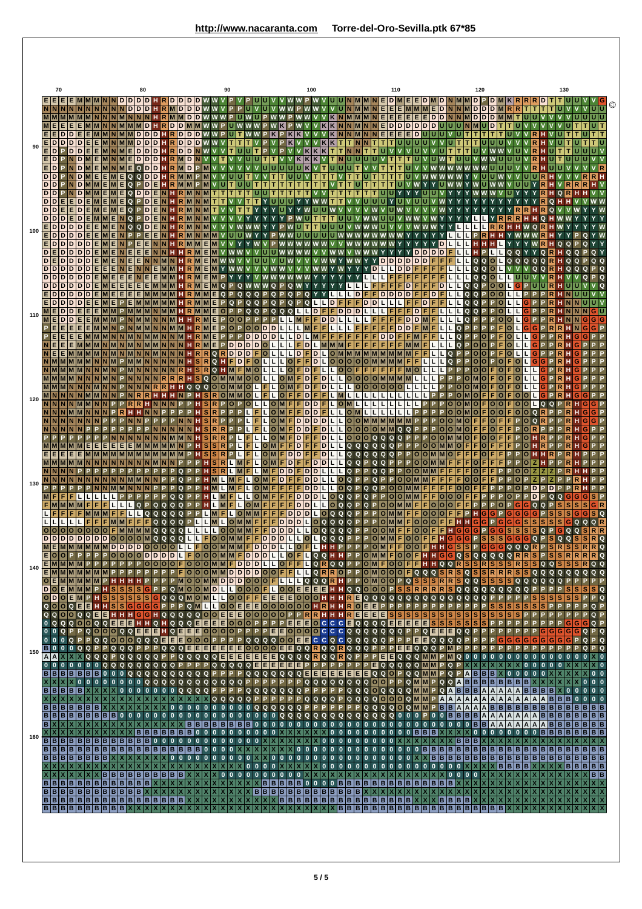70
80
90
100
110
120
130

90
100
110
120
130
140
150
160